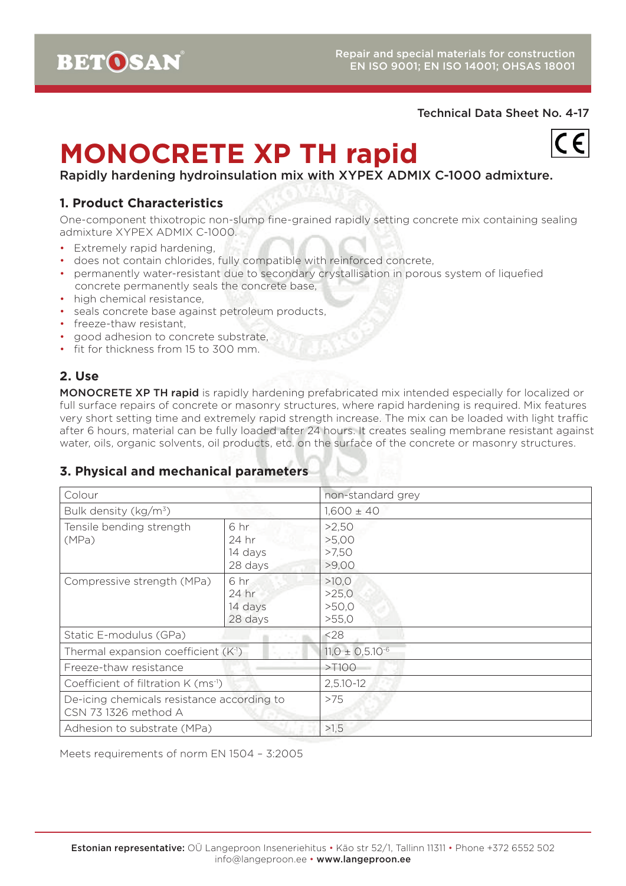Technical Data Sheet No. 4-17

# MONOCRETE XP TH rapid

Rapidly hardening hydroinsulation mix with XYPEX ADMIX C-1000 admixture.

## 1. Product Characteristics

One-component thixotropic non-slump fine-grained rapidly setting concrete mix containing sealing admixture XYPEX ADMIX C-1000.

- Extremely rapid hardening,
- does not contain chlorides, fully compatible with reinforced concrete,
- permanently water-resistant due to secondary crystallisation in porous system of liquefied concrete permanently seals the concrete base,
- high chemical resistance,
- seals concrete base against petroleum products,
- freeze-thaw resistant,
- good adhesion to concrete substrate,
- fit for thickness from 15 to 300 mm.

## 2. Use

**MONOCRETE XP TH rapid** is rapidly hardening prefabricated mix intended especially for localized or full surface repairs of concrete or masonry structures, where rapid hardening is required. Mix features very short setting time and extremely rapid strength increase. The mix can be loaded with light traffic after 6 hours, material can be fully loaded after 24 hours. It creates sealing membrane resistant against water, oils, organic solvents, oil products, etc. on the surface of the concrete or masonry structures.

## 3. Physical and mechanical parameters

| Parameter | | Value |
|---|---|---|
| Colour | | non-standard grey |
| Bulk density (kg/m$^3$) | | 1,600 ± 40 |
| Tensile bending strength (MPa) | 6 hr | >2,50 |
| | 24 hr | >5,00 |
| | 14 days | >7,50 |
| | 28 days | >9,00 |
| Compressive strength (MPa) | 6 hr | >10,0 |
| | 24 hr | >25,0 |
| | 14 days | >50,0 |
| | 28 days | >55,0 |
| Static E-modulus (GPa) | | <28 |
| Thermal expansion coefficient (K$^{-1}$) | | $11{,}0 \pm 0{,}5.10^{-6}$ |
| Freeze-thaw resistance | | >T100 |
| Coefficient of filtration K (ms$^{-1}$) | | 2,5.10-12 |
| De-icing chemicals resistance according to CSN 73 1326 method A | | >75 |
| Adhesion to substrate (MPa) | | >1,5 |

Meets requirements of norm EN 1504 – 3:2005

**Estonian representative:** OÜ Langeproon Inseneriehitus • Käo str 52/1, Tallinn 11311 • Phone +372 6552 502
info@langeproon.ee • **www.langeproon.ee**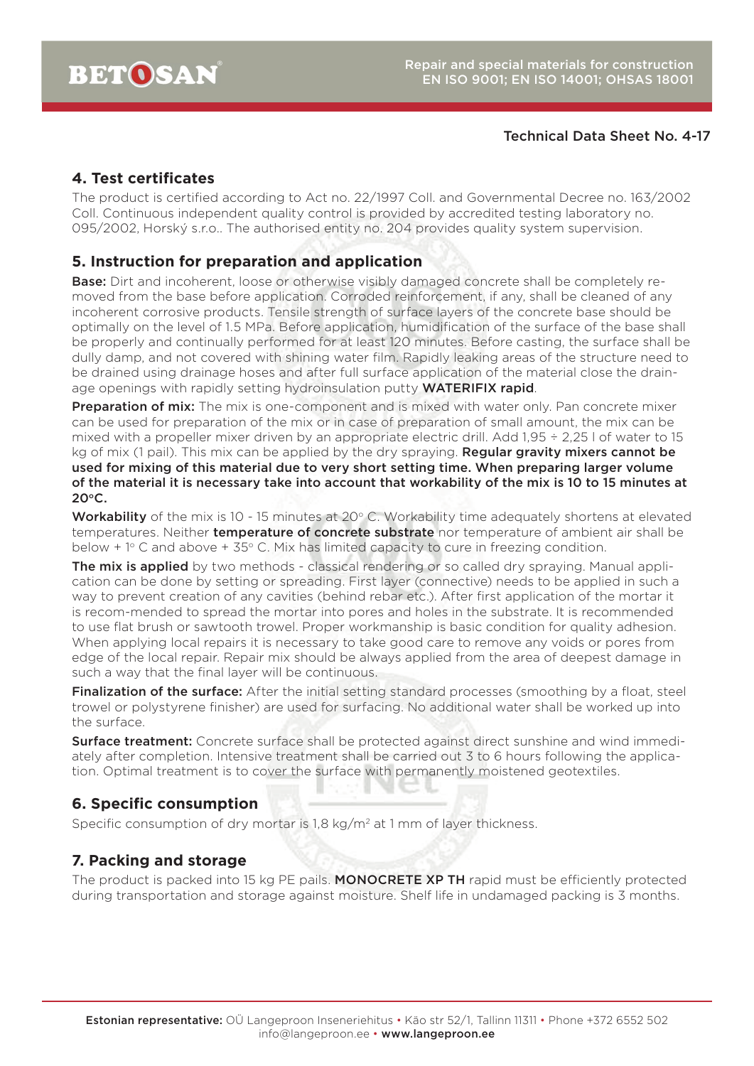Technical Data Sheet No. 4-17

## 4. Test certificates

The product is certified according to Act no. 22/1997 Coll. and Governmental Decree no. 163/2002 Coll. Continuous independent quality control is provided by accredited testing laboratory no. 095/2002, Horský s.r.o.. The authorised entity no. 204 provides quality system supervision.

## 5. Instruction for preparation and application

**Base:** Dirt and incoherent, loose or otherwise visibly damaged concrete shall be completely removed from the base before application. Corroded reinforcement, if any, shall be cleaned of any incoherent corrosive products. Tensile strength of surface layers of the concrete base should be optimally on the level of 1.5 MPa. Before application, humidification of the surface of the base shall be properly and continually performed for at least 120 minutes. Before casting, the surface shall be dully damp, and not covered with shining water film. Rapidly leaking areas of the structure need to be drained using drainage hoses and after full surface application of the material close the drainage openings with rapidly setting hydroinsulation putty **WATERIFIX rapid**.

**Preparation of mix:** The mix is one-component and is mixed with water only. Pan concrete mixer can be used for preparation of the mix or in case of preparation of small amount, the mix can be mixed with a propeller mixer driven by an appropriate electric drill. Add 1,95 ÷ 2,25 l of water to 15 kg of mix (1 pail). This mix can be applied by the dry spraying. **Regular gravity mixers cannot be used for mixing of this material due to very short setting time. When preparing larger volume of the material it is necessary take into account that workability of the mix is 10 to 15 minutes at 20°C.**

**Workability** of the mix is 10 - 15 minutes at 20° C. Workability time adequately shortens at elevated temperatures. Neither **temperature of concrete substrate** nor temperature of ambient air shall be below + 1° C and above + 35° C. Mix has limited capacity to cure in freezing condition.

**The mix is applied** by two methods - classical rendering or so called dry spraying. Manual application can be done by setting or spreading. First layer (connective) needs to be applied in such a way to prevent creation of any cavities (behind rebar etc.). After first application of the mortar it is recom-mended to spread the mortar into pores and holes in the substrate. It is recommended to use flat brush or sawtooth trowel. Proper workmanship is basic condition for quality adhesion. When applying local repairs it is necessary to take good care to remove any voids or pores from edge of the local repair. Repair mix should be always applied from the area of deepest damage in such a way that the final layer will be continuous.

**Finalization of the surface:** After the initial setting standard processes (smoothing by a float, steel trowel or polystyrene finisher) are used for surfacing. No additional water shall be worked up into the surface.

**Surface treatment:** Concrete surface shall be protected against direct sunshine and wind immediately after completion. Intensive treatment shall be carried out 3 to 6 hours following the application. Optimal treatment is to cover the surface with permanently moistened geotextiles.

## 6. Specific consumption

Specific consumption of dry mortar is 1,8 kg/m² at 1 mm of layer thickness.

## 7. Packing and storage

The product is packed into 15 kg PE pails. **MONOCRETE XP TH** rapid must be efficiently protected during transportation and storage against moisture. Shelf life in undamaged packing is 3 months.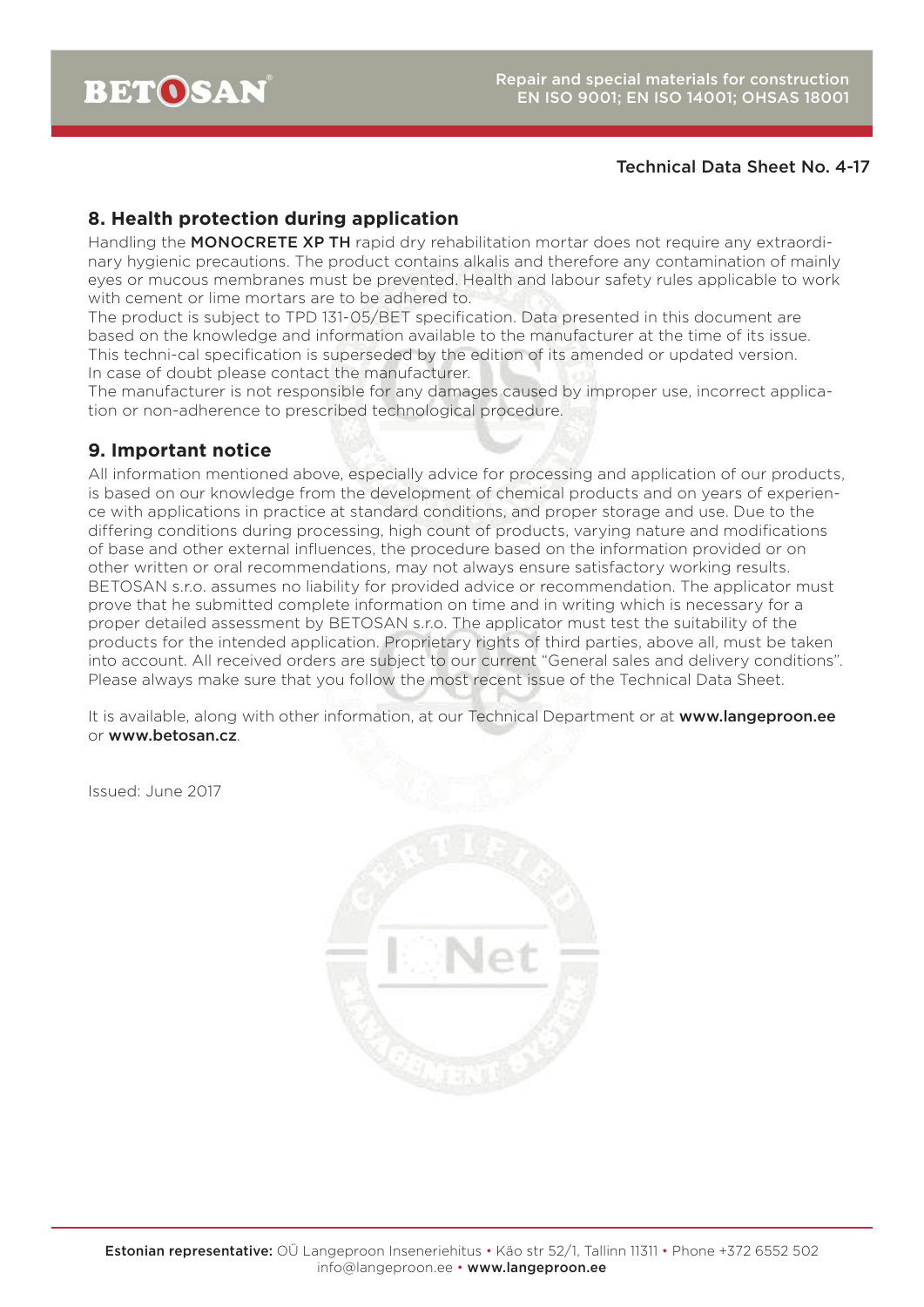## 8. Health protection during application

Handling the **MONOCRETE XP TH** rapid dry rehabilitation mortar does not require any extraordinary hygienic precautions. The product contains alkalis and therefore any contamination of mainly eyes or mucous membranes must be prevented. Health and labour safety rules applicable to work with cement or lime mortars are to be adhered to.
The product is subject to TPD 131-05/BET specification. Data presented in this document are based on the knowledge and information available to the manufacturer at the time of its issue. This techni-cal specification is superseded by the edition of its amended or updated version. In case of doubt please contact the manufacturer.
The manufacturer is not responsible for any damages caused by improper use, incorrect application or non-adherence to prescribed technological procedure.

## 9. Important notice

All information mentioned above, especially advice for processing and application of our products, is based on our knowledge from the development of chemical products and on years of experience with applications in practice at standard conditions, and proper storage and use. Due to the differing conditions during processing, high count of products, varying nature and modifications of base and other external influences, the procedure based on the information provided or on other written or oral recommendations, may not always ensure satisfactory working results. BETOSAN s.r.o. assumes no liability for provided advice or recommendation. The applicator must prove that he submitted complete information on time and in writing which is necessary for a proper detailed assessment by BETOSAN s.r.o. The applicator must test the suitability of the products for the intended application. Proprietary rights of third parties, above all, must be taken into account. All received orders are subject to our current "General sales and delivery conditions". Please always make sure that you follow the most recent issue of the Technical Data Sheet.

It is available, along with other information, at our Technical Department or at **www.langeproon.ee** or **www.betosan.cz**.

Issued: June 2017

**Estonian representative:** OÜ Langeproon Inseneriehitus • Käo str 52/1, Tallinn 11311 • Phone +372 6552 502
info@langeproon.ee • **www.langeproon.ee**